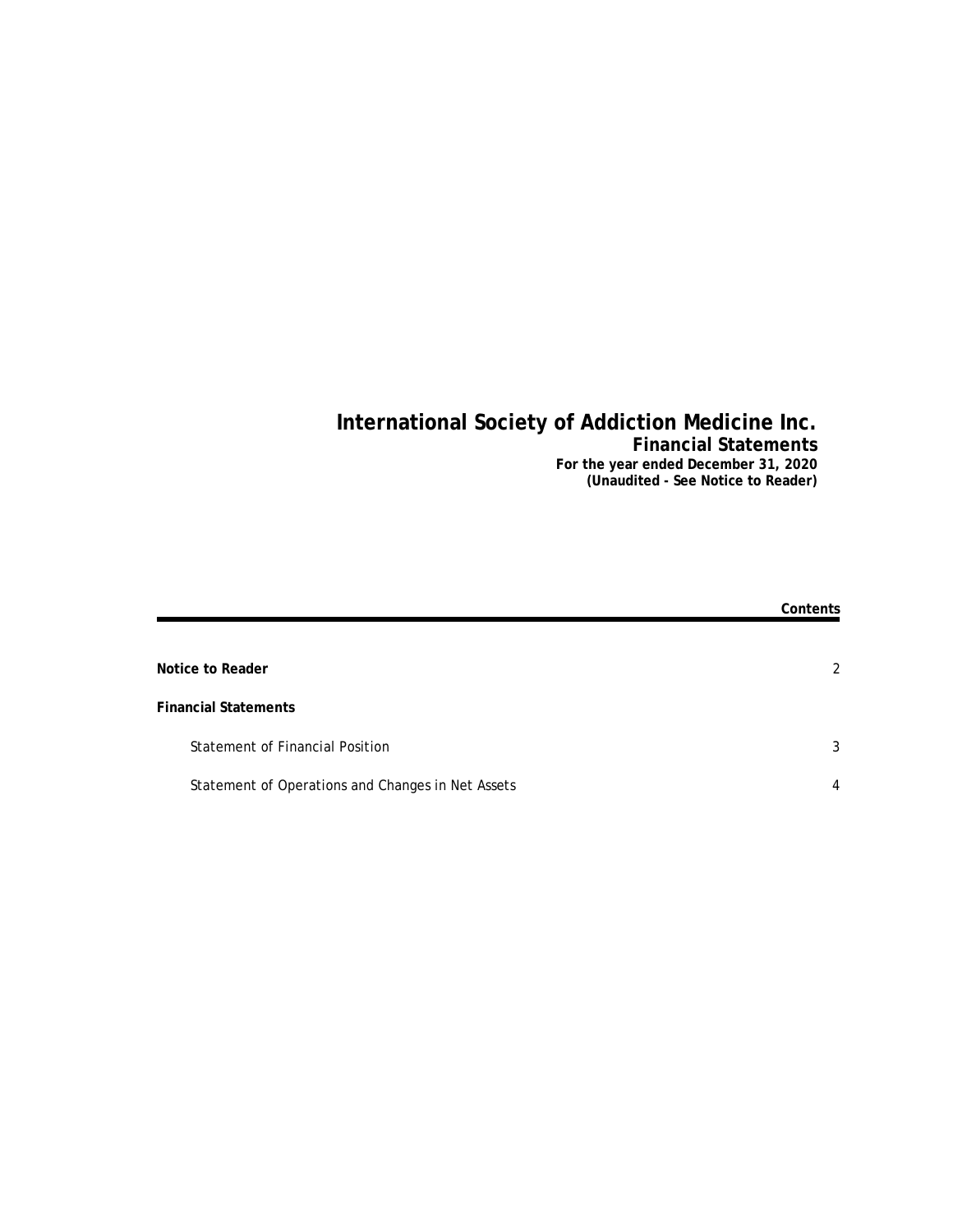# International Society of Addiction Medicine Inc.

## Financial Statements

**For the year ended December 31, 2020**
**(Unaudited - See Notice to Reader)**

| | **Contents** |
|---|---|
| **Notice to Reader** | 2 |
| **Financial Statements** | |
| Statement of Financial Position | 3 |
| Statement of Operations and Changes in Net Assets | 4 |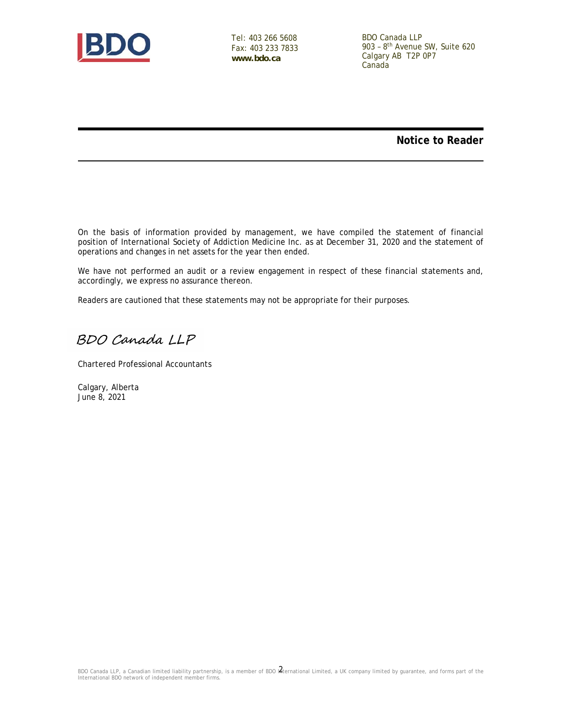Tel: 403 266 5608
Fax: 403 233 7833
**www.bdo.ca**

BDO Canada LLP
903 – 8th Avenue SW, Suite 620
Calgary AB T2P 0P7
Canada

## Notice to Reader

On the basis of information provided by management, we have compiled the statement of financial position of International Society of Addiction Medicine Inc. as at December 31, 2020 and the statement of operations and changes in net assets for the year then ended.

We have not performed an audit or a review engagement in respect of these financial statements and, accordingly, we express no assurance thereon.

Readers are cautioned that these statements may not be appropriate for their purposes.

*BDO Canada LLP*

Chartered Professional Accountants

Calgary, Alberta
June 8, 2021

BDO Canada LLP, a Canadian limited liability partnership, is a member of BDO International Limited, a UK company limited by guarantee, and forms part of the International BDO network of independent member firms.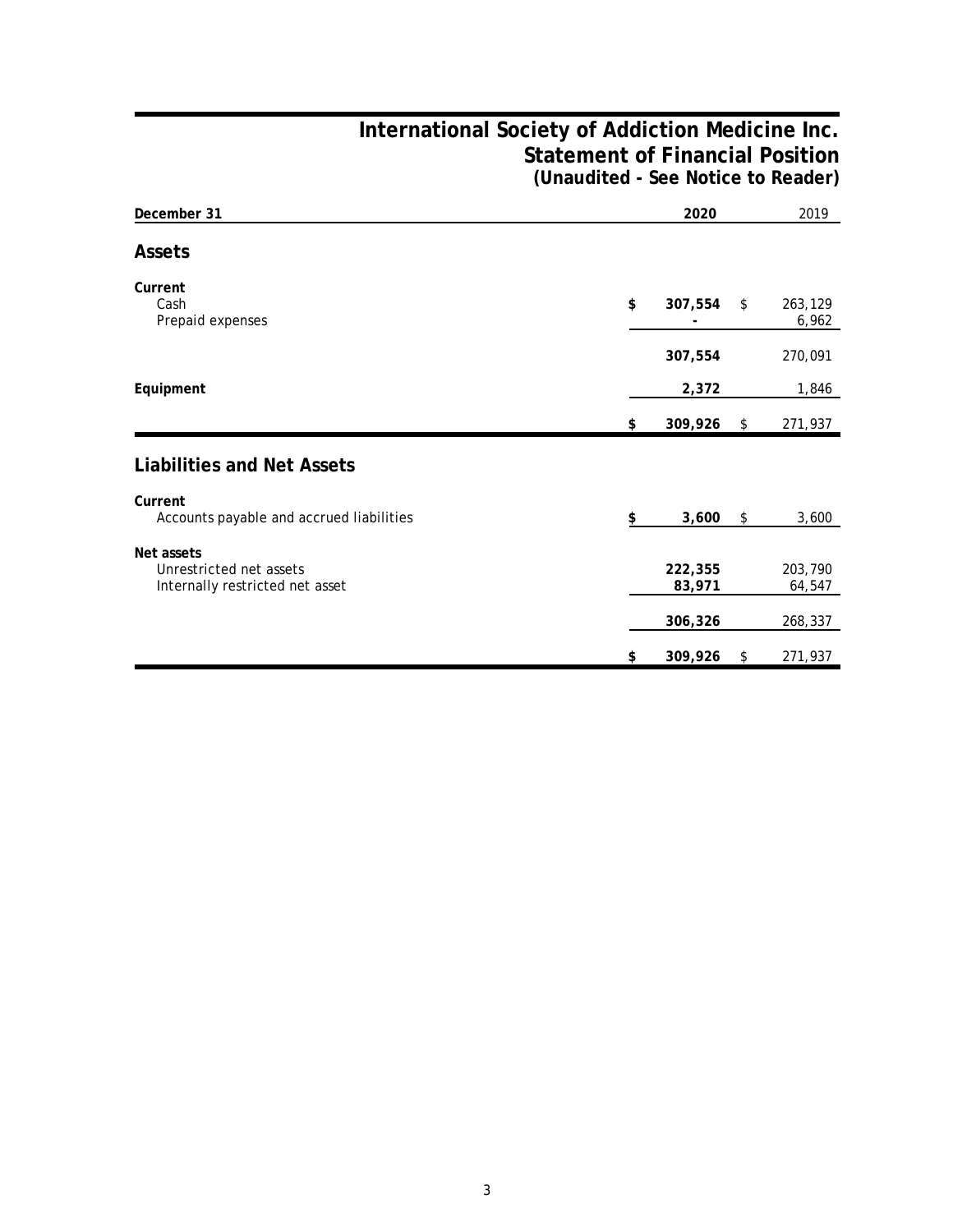# International Society of Addiction Medicine Inc.
## Statement of Financial Position
### (Unaudited - See Notice to Reader)

| December 31 | 2020 | 2019 |
|---|---|---|
| **Assets** | | |
| **Current** | | |
| Cash | $ 307,554 | $ 263,129 |
| Prepaid expenses | - | 6,962 |
| | 307,554 | 270,091 |
| **Equipment** | 2,372 | 1,846 |
| | $ 309,926 | $ 271,937 |
| **Liabilities and Net Assets** | | |
| **Current** | | |
| Accounts payable and accrued liabilities | $ 3,600 | $ 3,600 |
| **Net assets** | | |
| Unrestricted net assets | 222,355 | 203,790 |
| Internally restricted net asset | 83,971 | 64,547 |
| | 306,326 | 268,337 |
| | $ 309,926 | $ 271,937 |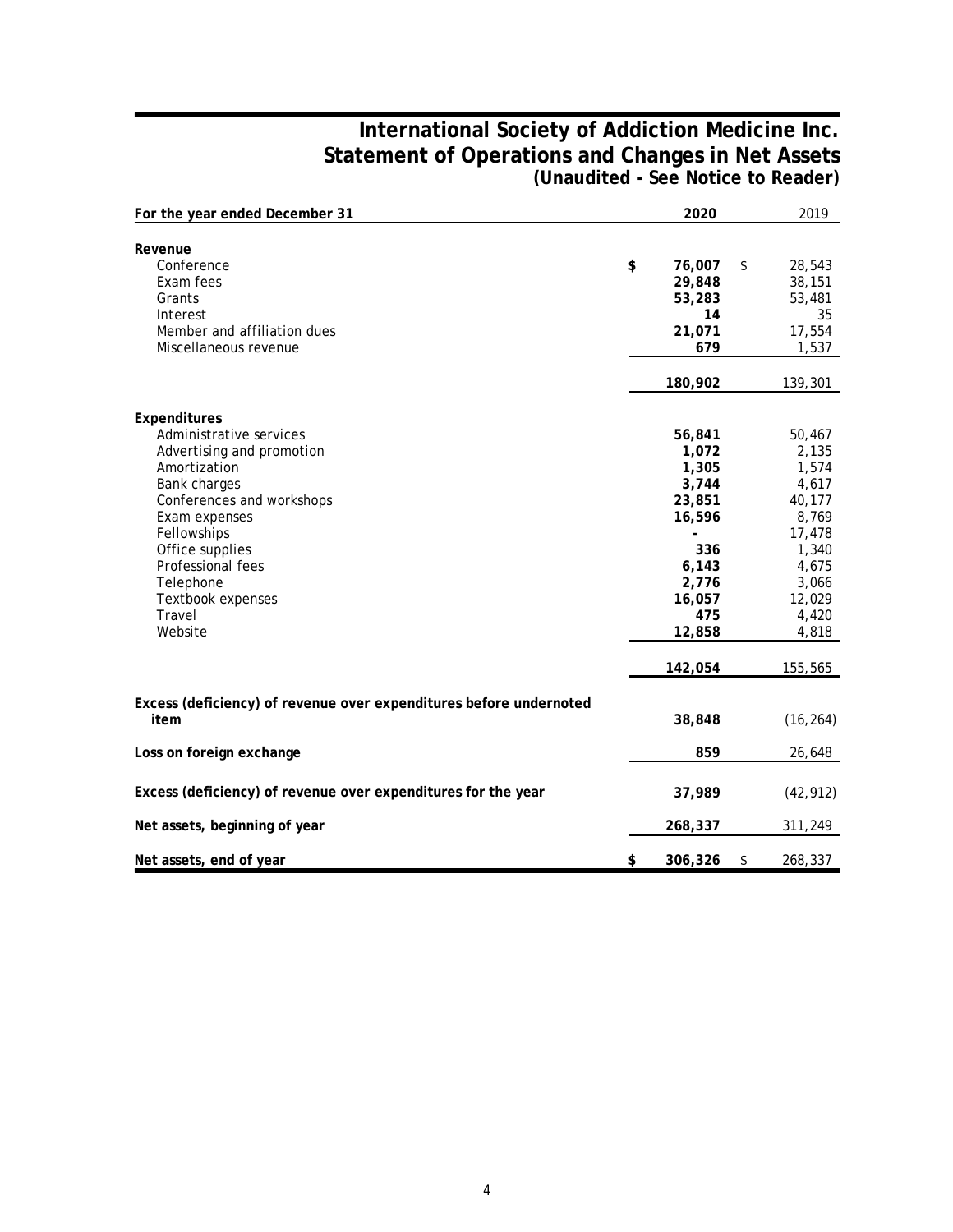# International Society of Addiction Medicine Inc.
## Statement of Operations and Changes in Net Assets
### (Unaudited - See Notice to Reader)

| For the year ended December 31 | 2020 | 2019 |
|---|---|---|
| **Revenue** | | |
| Conference | **$ 76,007** | $ 28,543 |
| Exam fees | **29,848** | 38,151 |
| Grants | **53,283** | 53,481 |
| Interest | **14** | 35 |
| Member and affiliation dues | **21,071** | 17,554 |
| Miscellaneous revenue | **679** | 1,537 |
| | **180,902** | 139,301 |
| **Expenditures** | | |
| Administrative services | **56,841** | 50,467 |
| Advertising and promotion | **1,072** | 2,135 |
| Amortization | **1,305** | 1,574 |
| Bank charges | **3,744** | 4,617 |
| Conferences and workshops | **23,851** | 40,177 |
| Exam expenses | **16,596** | 8,769 |
| Fellowships | **-** | 17,478 |
| Office supplies | **336** | 1,340 |
| Professional fees | **6,143** | 4,675 |
| Telephone | **2,776** | 3,066 |
| Textbook expenses | **16,057** | 12,029 |
| Travel | **475** | 4,420 |
| Website | **12,858** | 4,818 |
| | **142,054** | 155,565 |
| **Excess (deficiency) of revenue over expenditures before undernoted item** | **38,848** | (16,264) |
| **Loss on foreign exchange** | **859** | 26,648 |
| **Excess (deficiency) of revenue over expenditures for the year** | **37,989** | (42,912) |
| **Net assets, beginning of year** | **268,337** | 311,249 |
| **Net assets, end of year** | **$ 306,326** | $ 268,337 |